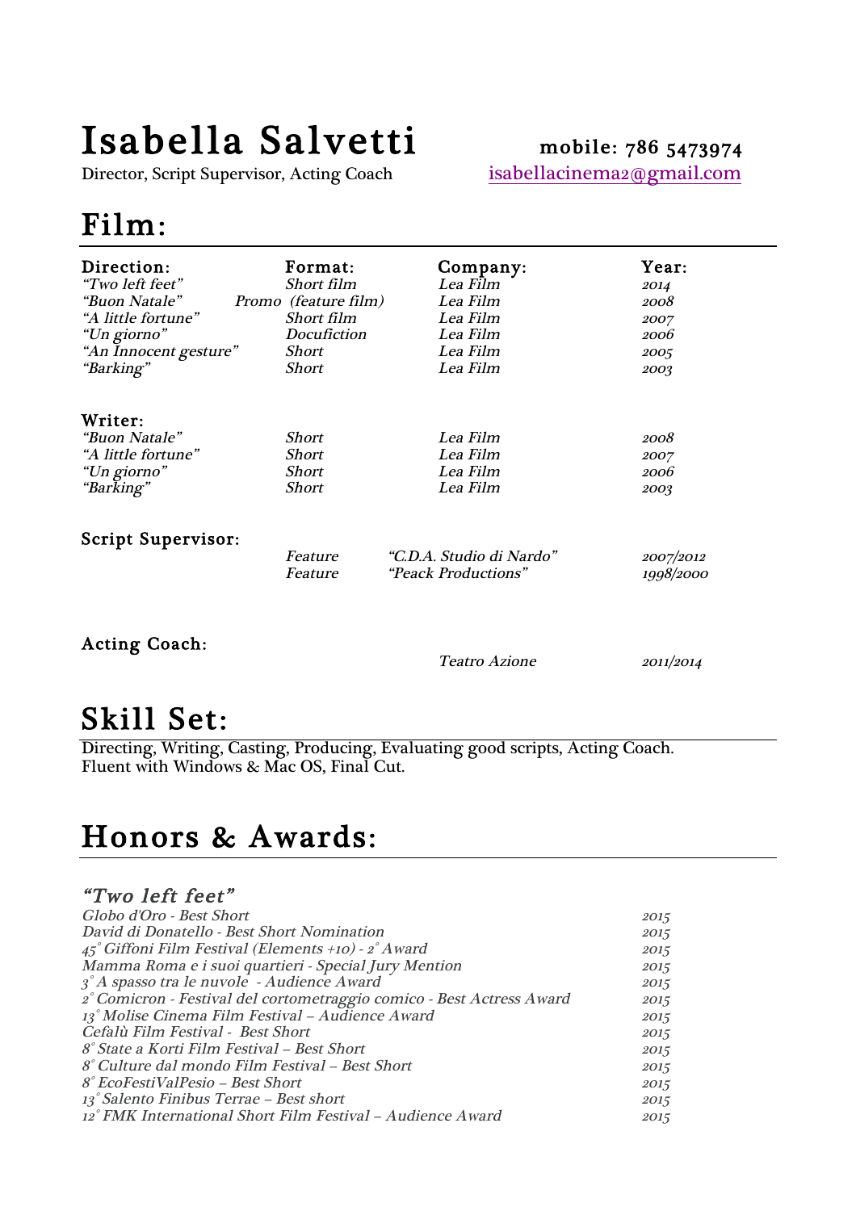# Isabella Salvetti

Director, Script Supervisor, Acting Coach

mobile: 786 5473974
isabellacinema2@gmail.com

## Film:

| Direction: | Format: | Company: | Year: |
|---|---|---|---|
| *"Two left feet"* | *Short film* | *Lea Film* | *2014* |
| *"Buon Natale"* | *Promo (feature film)* | *Lea Film* | *2008* |
| *"A little fortune"* | *Short film* | *Lea Film* | *2007* |
| *"Un giorno"* | *Docufiction* | *Lea Film* | *2006* |
| *"An Innocent gesture"* | *Short* | *Lea Film* | *2005* |
| *"Barking"* | *Short* | *Lea Film* | *2003* |

| Writer: | | | |
|---|---|---|---|
| *"Buon Natale"* | *Short* | *Lea Film* | *2008* |
| *"A little fortune"* | *Short* | *Lea Film* | *2007* |
| *"Un giorno"* | *Short* | *Lea Film* | *2006* |
| *"Barking"* | *Short* | *Lea Film* | *2003* |

| Script Supervisor: | | | |
|---|---|---|---|
| | *Feature* | *"C.D.A. Studio di Nardo"* | *2007/2012* |
| | *Feature* | *"Peack Productions"* | *1998/2000* |

| Acting Coach: | | | |
|---|---|---|---|
| | | *Teatro Azione* | *2011/2014* |

## Skill Set:

Directing, Writing, Casting, Producing, Evaluating good scripts, Acting Coach.
Fluent with Windows & Mac OS, Final Cut.

## Honors & Awards:

### *"Two left feet"*

| | |
|---|---|
| *Globo d'Oro - Best Short* | *2015* |
| *David di Donatello - Best Short Nomination* | *2015* |
| *45° Giffoni Film Festival (Elements +10) - 2° Award* | *2015* |
| *Mamma Roma e i suoi quartieri - Special Jury Mention* | *2015* |
| *3° A spasso tra le nuvole - Audience Award* | *2015* |
| *2° Comicron - Festival del cortometraggio comico - Best Actress Award* | *2015* |
| *13° Molise Cinema Film Festival – Audience Award* | *2015* |
| *Cefalù Film Festival - Best Short* | *2015* |
| *8° State a Korti Film Festival – Best Short* | *2015* |
| *8° Culture dal mondo Film Festival – Best Short* | *2015* |
| *8° EcoFestiValPesio – Best Short* | *2015* |
| *13° Salento Finibus Terrae – Best short* | *2015* |
| *12° FMK International Short Film Festival – Audience Award* | *2015* |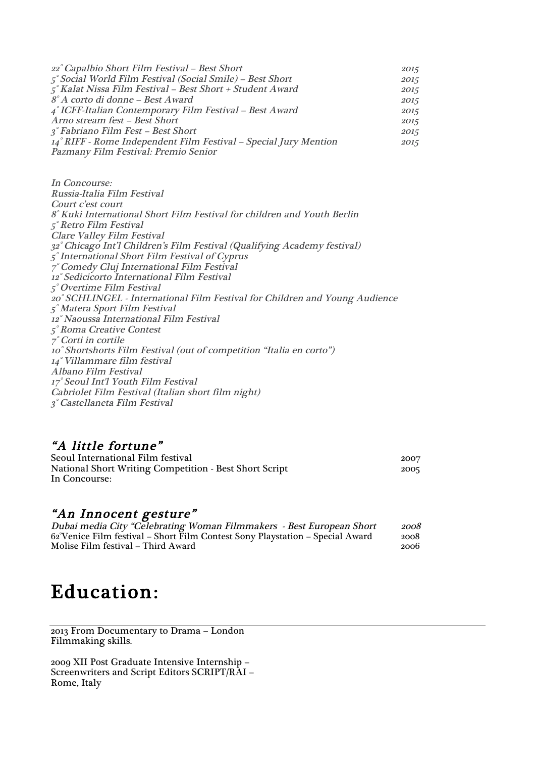*22° Capalbio Short Film Festival – Best Short 2015*
*5° Social World Film Festival (Social Smile) – Best Short 2015*
*5° Kalat Nissa Film Festival – Best Short + Student Award 2015*
*8° A corto di donne – Best Award 2015*
*4° ICFF-Italian Contemporary Film Festival – Best Award 2015*
*Arno stream fest – Best Short 2015*
*3° Fabriano Film Fest – Best Short 2015*
*14° RIFF - Rome Independent Film Festival – Special Jury Mention 2015*
*Pazmany Film Festival: Premio Senior*

*In Concourse:*
*Russia-Italia Film Festival*
*Court c'est court*
*8° Kuki International Short Film Festival for children and Youth Berlin*
*5° Retro Film Festival*
*Clare Valley Film Festival*
*32° Chicago Int'l Children's Film Festival (Qualifying Academy festival)*
*5° International Short Film Festival of Cyprus*
*7° Comedy Cluj International Film Festival*
*12° Sedicicorto International Film Festival*
*5° Overtime Film Festival*
*20° SCHLINGEL - International Film Festival for Children and Young Audience*
*5° Matera Sport Film Festival*
*12° Naoussa International Film Festival*
*5° Roma Creative Contest*
*7° Corti in cortile*
*10° Shortshorts Film Festival (out of competition "Italia en corto")*
*14° Villammare film festival*
*Albano Film Festival*
*17° Seoul Int'l Youth Film Festival*
*Cabriolet Film Festival (Italian short film night)*
*3° Castellaneta Film Festival*

## *"A little fortune"*

Seoul International Film festival 2007
National Short Writing Competition - Best Short Script 2005
In Concourse:

## *"An Innocent gesture"*

*Dubai media City "Celebrating Woman Filmmakers - Best European Short 2008*
62°Venice Film festival – Short Film Contest Sony Playstation – Special Award 2008
Molise Film festival – Third Award 2006

# Education:

2013 From Documentary to Drama – London
Filmmaking skills.

2009 XII Post Graduate Intensive Internship –
Screenwriters and Script Editors SCRIPT/RAI –
Rome, Italy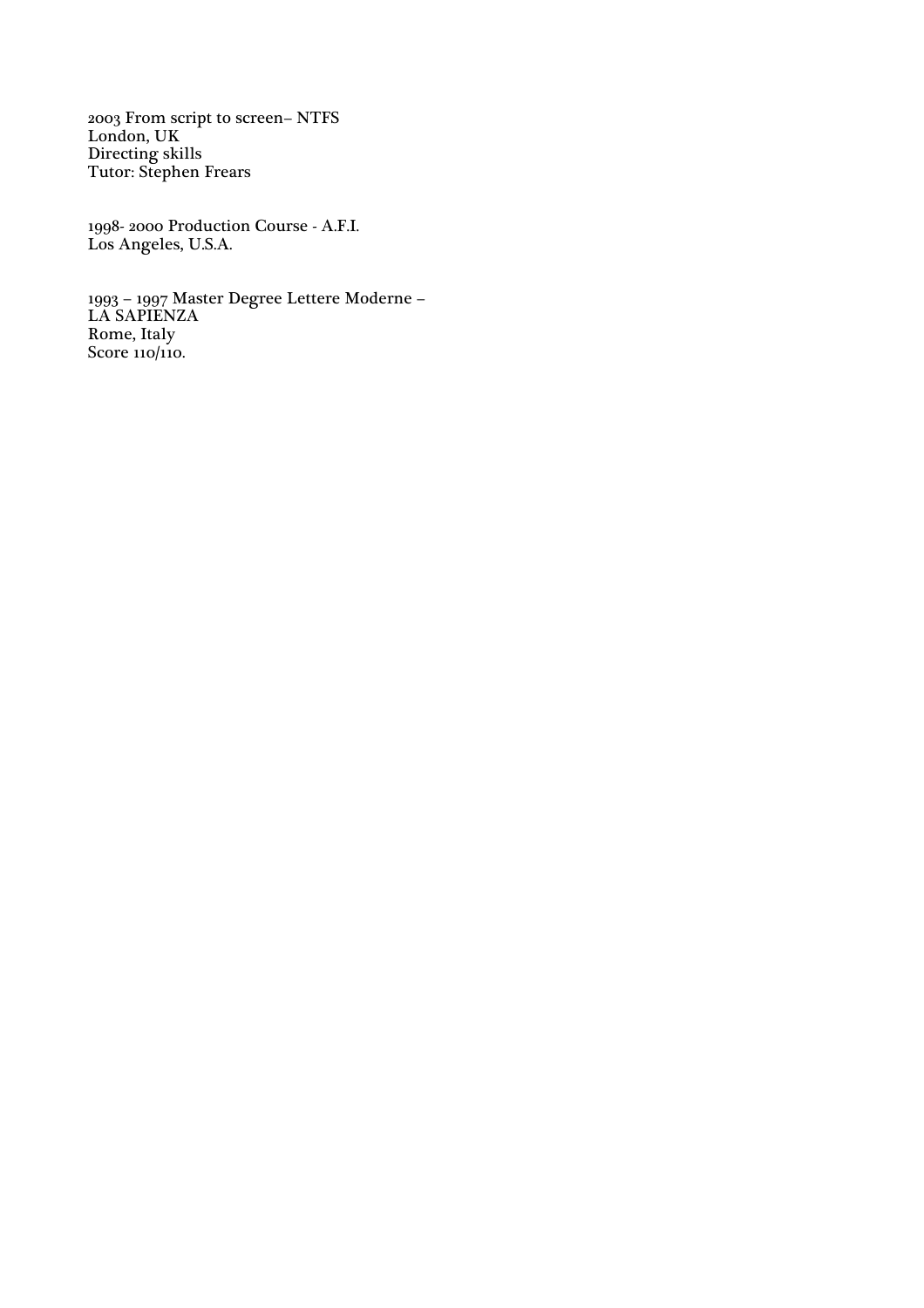2003 From script to screen– NTFS
London, UK
Directing skills
Tutor: Stephen Frears

1998- 2000 Production Course - A.F.I.
Los Angeles, U.S.A.

1993 – 1997 Master Degree Lettere Moderne –
LA SAPIENZA
Rome, Italy
Score 110/110.